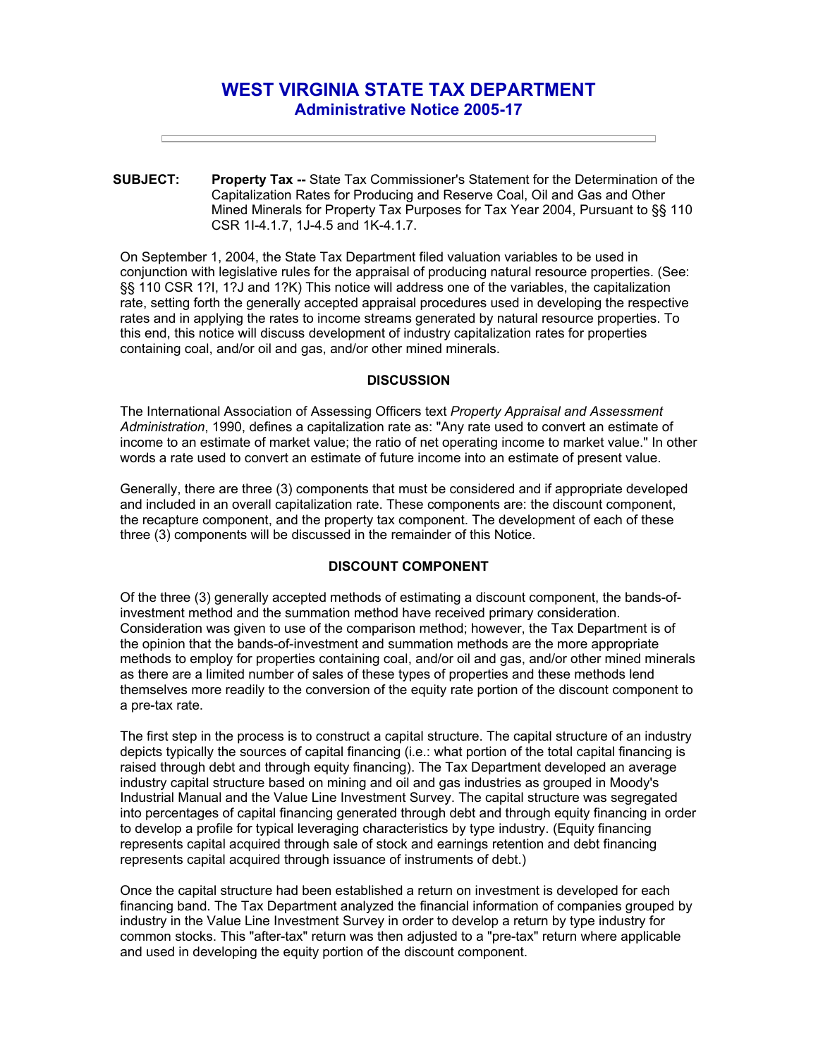# WEST VIRGINIA STATE TAX DEPARTMENT

## Administrative Notice 2005-17

---

**SUBJECT:** **Property Tax --** State Tax Commissioner's Statement for the Determination of the Capitalization Rates for Producing and Reserve Coal, Oil and Gas and Other Mined Minerals for Property Tax Purposes for Tax Year 2004, Pursuant to §§ 110 CSR 1I-4.1.7, 1J-4.5 and 1K-4.1.7.

On September 1, 2004, the State Tax Department filed valuation variables to be used in conjunction with legislative rules for the appraisal of producing natural resource properties. (See: §§ 110 CSR 1?I, 1?J and 1?K) This notice will address one of the variables, the capitalization rate, setting forth the generally accepted appraisal procedures used in developing the respective rates and in applying the rates to income streams generated by natural resource properties. To this end, this notice will discuss development of industry capitalization rates for properties containing coal, and/or oil and gas, and/or other mined minerals.

### DISCUSSION

The International Association of Assessing Officers text *Property Appraisal and Assessment Administration*, 1990, defines a capitalization rate as: "Any rate used to convert an estimate of income to an estimate of market value; the ratio of net operating income to market value." In other words a rate used to convert an estimate of future income into an estimate of present value.

Generally, there are three (3) components that must be considered and if appropriate developed and included in an overall capitalization rate. These components are: the discount component, the recapture component, and the property tax component. The development of each of these three (3) components will be discussed in the remainder of this Notice.

### DISCOUNT COMPONENT

Of the three (3) generally accepted methods of estimating a discount component, the bands-of-investment method and the summation method have received primary consideration. Consideration was given to use of the comparison method; however, the Tax Department is of the opinion that the bands-of-investment and summation methods are the more appropriate methods to employ for properties containing coal, and/or oil and gas, and/or other mined minerals as there are a limited number of sales of these types of properties and these methods lend themselves more readily to the conversion of the equity rate portion of the discount component to a pre-tax rate.

The first step in the process is to construct a capital structure. The capital structure of an industry depicts typically the sources of capital financing (i.e.: what portion of the total capital financing is raised through debt and through equity financing). The Tax Department developed an average industry capital structure based on mining and oil and gas industries as grouped in Moody's Industrial Manual and the Value Line Investment Survey. The capital structure was segregated into percentages of capital financing generated through debt and through equity financing in order to develop a profile for typical leveraging characteristics by type industry. (Equity financing represents capital acquired through sale of stock and earnings retention and debt financing represents capital acquired through issuance of instruments of debt.)

Once the capital structure had been established a return on investment is developed for each financing band. The Tax Department analyzed the financial information of companies grouped by industry in the Value Line Investment Survey in order to develop a return by type industry for common stocks. This "after-tax" return was then adjusted to a "pre-tax" return where applicable and used in developing the equity portion of the discount component.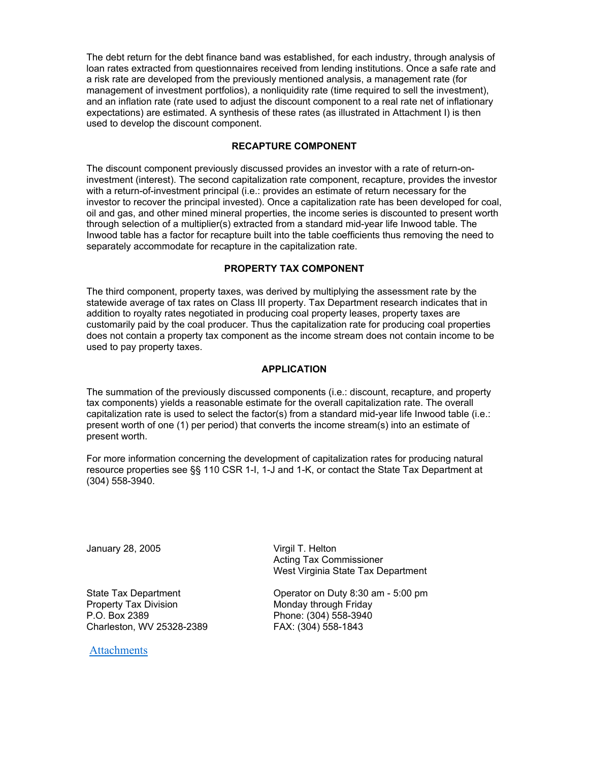The debt return for the debt finance band was established, for each industry, through analysis of loan rates extracted from questionnaires received from lending institutions. Once a safe rate and a risk rate are developed from the previously mentioned analysis, a management rate (for management of investment portfolios), a nonliquidity rate (time required to sell the investment), and an inflation rate (rate used to adjust the discount component to a real rate net of inflationary expectations) are estimated. A synthesis of these rates (as illustrated in Attachment I) is then used to develop the discount component.

## RECAPTURE COMPONENT

The discount component previously discussed provides an investor with a rate of return-on-investment (interest). The second capitalization rate component, recapture, provides the investor with a return-of-investment principal (i.e.: provides an estimate of return necessary for the investor to recover the principal invested). Once a capitalization rate has been developed for coal, oil and gas, and other mined mineral properties, the income series is discounted to present worth through selection of a multiplier(s) extracted from a standard mid-year life Inwood table. The Inwood table has a factor for recapture built into the table coefficients thus removing the need to separately accommodate for recapture in the capitalization rate.

## PROPERTY TAX COMPONENT

The third component, property taxes, was derived by multiplying the assessment rate by the statewide average of tax rates on Class III property. Tax Department research indicates that in addition to royalty rates negotiated in producing coal property leases, property taxes are customarily paid by the coal producer. Thus the capitalization rate for producing coal properties does not contain a property tax component as the income stream does not contain income to be used to pay property taxes.

## APPLICATION

The summation of the previously discussed components (i.e.: discount, recapture, and property tax components) yields a reasonable estimate for the overall capitalization rate. The overall capitalization rate is used to select the factor(s) from a standard mid-year life Inwood table (i.e.: present worth of one (1) per period) that converts the income stream(s) into an estimate of present worth.

For more information concerning the development of capitalization rates for producing natural resource properties see §§ 110 CSR 1-I, 1-J and 1-K, or contact the State Tax Department at (304) 558-3940.

January 28, 2005

Virgil T. Helton
Acting Tax Commissioner
West Virginia State Tax Department

State Tax Department
Property Tax Division
P.O. Box 2389
Charleston, WV 25328-2389

Operator on Duty 8:30 am - 5:00 pm
Monday through Friday
Phone: (304) 558-3940
FAX: (304) 558-1843

Attachments